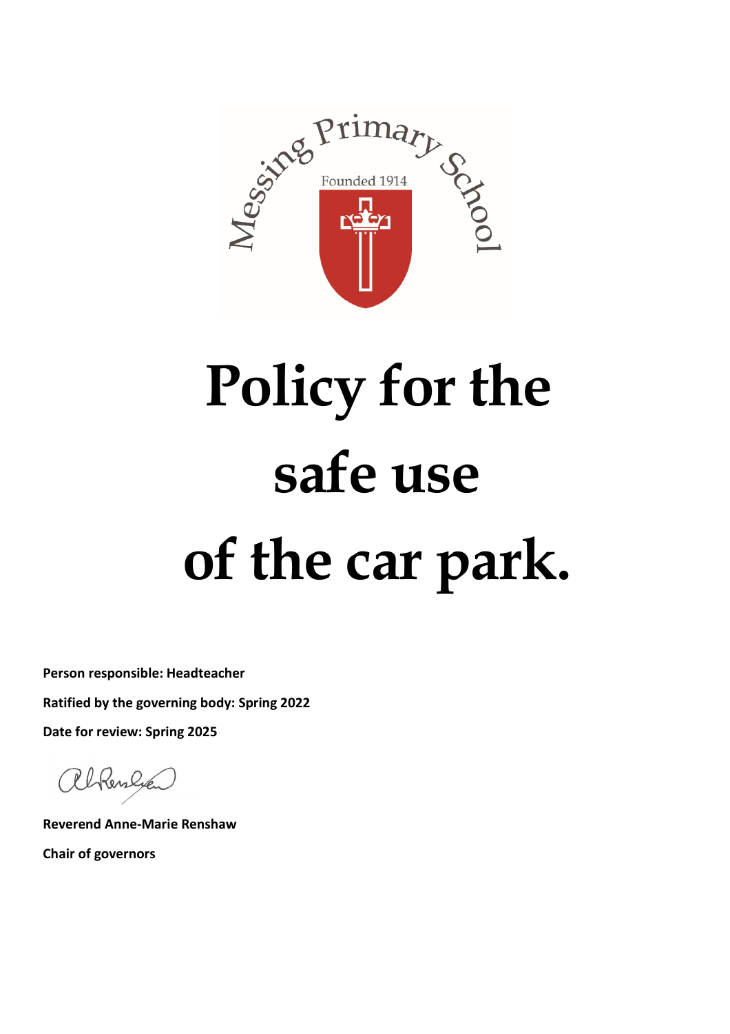Messing Primary School

Founded 1914

# Policy for the safe use of the car park.

**Person responsible: Headteacher**

**Ratified by the governing body: Spring 2022**

**Date for review: Spring 2025**

**Reverend Anne-Marie Renshaw**

**Chair of governors**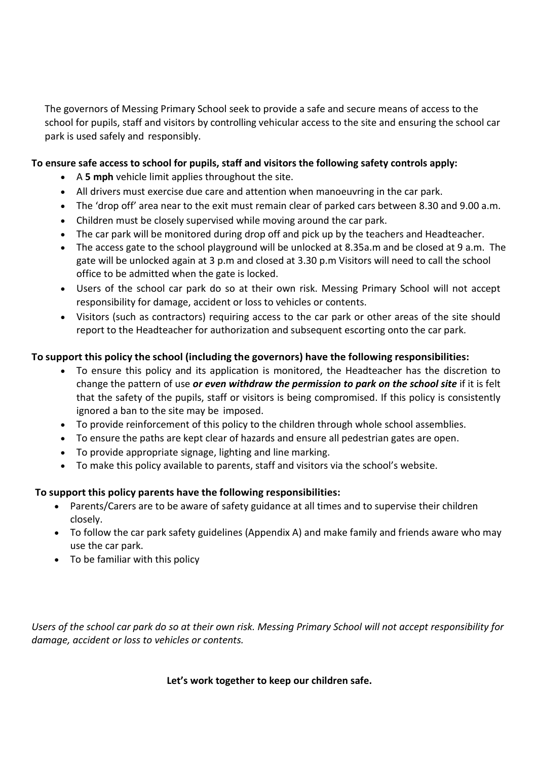The governors of Messing Primary School seek to provide a safe and secure means of access to the school for pupils, staff and visitors by controlling vehicular access to the site and ensuring the school car park is used safely and responsibly.

**To ensure safe access to school for pupils, staff and visitors the following safety controls apply:**

- A **5 mph** vehicle limit applies throughout the site.
- All drivers must exercise due care and attention when manoeuvring in the car park.
- The 'drop off' area near to the exit must remain clear of parked cars between 8.30 and 9.00 a.m.
- Children must be closely supervised while moving around the car park.
- The car park will be monitored during drop off and pick up by the teachers and Headteacher.
- The access gate to the school playground will be unlocked at 8.35a.m and be closed at 9 a.m. The gate will be unlocked again at 3 p.m and closed at 3.30 p.m Visitors will need to call the school office to be admitted when the gate is locked.
- Users of the school car park do so at their own risk. Messing Primary School will not accept responsibility for damage, accident or loss to vehicles or contents.
- Visitors (such as contractors) requiring access to the car park or other areas of the site should report to the Headteacher for authorization and subsequent escorting onto the car park.

**To support this policy the school (including the governors) have the following responsibilities:**

- To ensure this policy and its application is monitored, the Headteacher has the discretion to change the pattern of use ***or even withdraw the permission to park on the school site*** if it is felt that the safety of the pupils, staff or visitors is being compromised. If this policy is consistently ignored a ban to the site may be imposed.
- To provide reinforcement of this policy to the children through whole school assemblies.
- To ensure the paths are kept clear of hazards and ensure all pedestrian gates are open.
- To provide appropriate signage, lighting and line marking.
- To make this policy available to parents, staff and visitors via the school's website.

**To support this policy parents have the following responsibilities:**

- Parents/Carers are to be aware of safety guidance at all times and to supervise their children closely.
- To follow the car park safety guidelines (Appendix A) and make family and friends aware who may use the car park.
- To be familiar with this policy

*Users of the school car park do so at their own risk. Messing Primary School will not accept responsibility for damage, accident or loss to vehicles or contents.*

**Let's work together to keep our children safe.**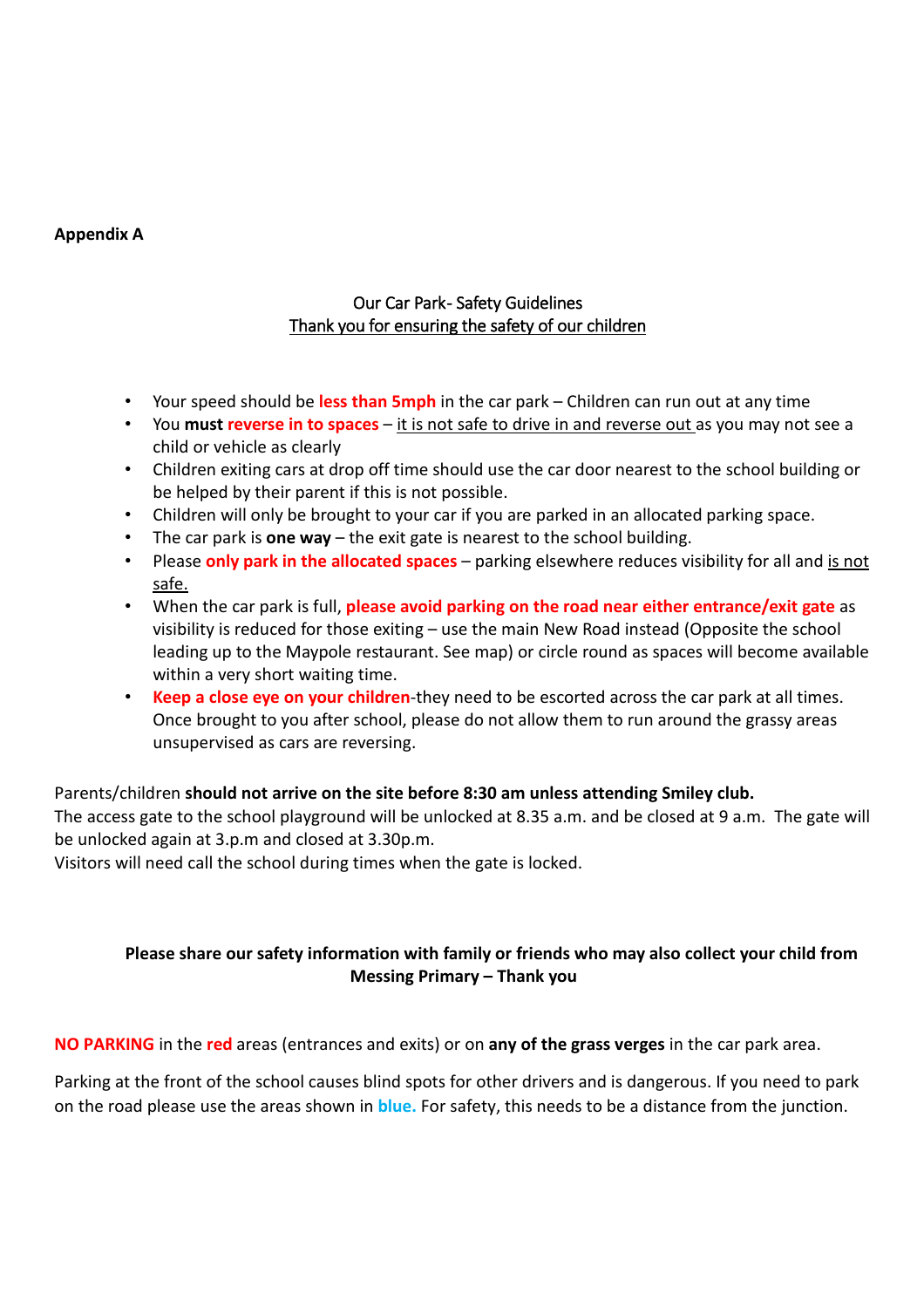**Appendix A**

## Our Car Park- Safety Guidelines

Thank you for ensuring the safety of our children

- Your speed should be **less than 5mph** in the car park – Children can run out at any time
- You **must reverse in to spaces** – it is not safe to drive in and reverse out as you may not see a child or vehicle as clearly
- Children exiting cars at drop off time should use the car door nearest to the school building or be helped by their parent if this is not possible.
- Children will only be brought to your car if you are parked in an allocated parking space.
- The car park is **one way** – the exit gate is nearest to the school building.
- Please **only park in the allocated spaces** – parking elsewhere reduces visibility for all and is not safe.
- When the car park is full, **please avoid parking on the road near either entrance/exit gate** as visibility is reduced for those exiting – use the main New Road instead (Opposite the school leading up to the Maypole restaurant. See map) or circle round as spaces will become available within a very short waiting time.
- **Keep a close eye on your children**-they need to be escorted across the car park at all times. Once brought to you after school, please do not allow them to run around the grassy areas unsupervised as cars are reversing.

Parents/children **should not arrive on the site before 8:30 am unless attending Smiley club.**
The access gate to the school playground will be unlocked at 8.35 a.m. and be closed at 9 a.m. The gate will be unlocked again at 3.p.m and closed at 3.30p.m.
Visitors will need call the school during times when the gate is locked.

**Please share our safety information with family or friends who may also collect your child from Messing Primary – Thank you**

**NO PARKING** in the **red** areas (entrances and exits) or on **any of the grass verges** in the car park area.

Parking at the front of the school causes blind spots for other drivers and is dangerous. If you need to park on the road please use the areas shown in **blue.** For safety, this needs to be a distance from the junction.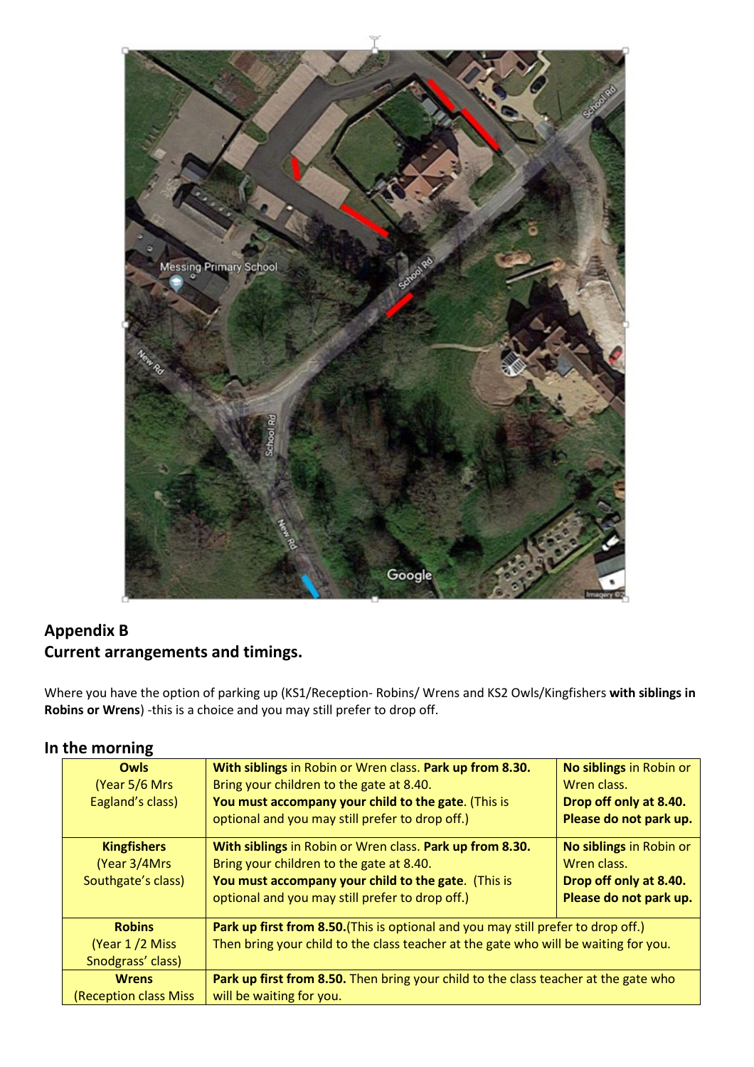## Appendix B
## Current arrangements and timings.

Where you have the option of parking up (KS1/Reception- Robins/ Wrens and KS2 Owls/Kingfishers **with siblings in Robins or Wrens**) -this is a choice and you may still prefer to drop off.

### In the morning

| | | |
|---|---|---|
| **Owls**<br>(Year 5/6 Mrs Eagland's class) | **With siblings** in Robin or Wren class. **Park up from 8.30.** Bring your children to the gate at 8.40. **You must accompany your child to the gate**. (This is optional and you may still prefer to drop off.) | **No siblings** in Robin or Wren class. **Drop off only at 8.40. Please do not park up.** |
| **Kingfishers**<br>(Year 3/4Mrs Southgate's class) | **With siblings** in Robin or Wren class. **Park up from 8.30.** Bring your children to the gate at 8.40. **You must accompany your child to the gate**. (This is optional and you may still prefer to drop off.) | **No siblings** in Robin or Wren class. **Drop off only at 8.40. Please do not park up.** |
| **Robins**<br>(Year 1 /2 Miss Snodgrass' class) | **Park up first from 8.50.**(This is optional and you may still prefer to drop off.) Then bring your child to the class teacher at the gate who will be waiting for you. | |
| **Wrens**<br>(Reception class Miss | **Park up first from 8.50.** Then bring your child to the class teacher at the gate who will be waiting for you. | |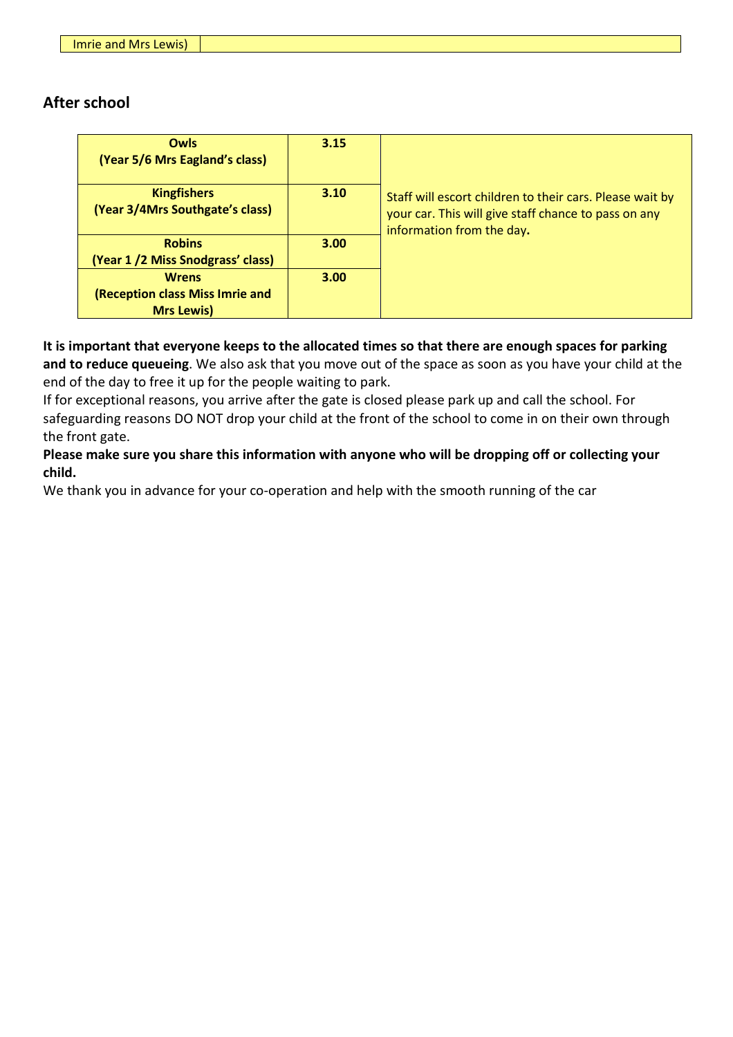| | |
|---|---|
| Imrie and Mrs Lewis) | |

## After school

| | | |
|---|---|---|
| **Owls** **(Year 5/6 Mrs Eagland's class)** | **3.15** | Staff will escort children to their cars. Please wait by your car. This will give staff chance to pass on any information from the day**.** |
| **Kingfishers** **(Year 3/4Mrs Southgate's class)** | **3.10** | |
| **Robins** **(Year 1 /2 Miss Snodgrass' class)** | **3.00** | |
| **Wrens** **(Reception class Miss Imrie and Mrs Lewis)** | **3.00** | |

**It is important that everyone keeps to the allocated times so that there are enough spaces for parking and to reduce queueing**. We also ask that you move out of the space as soon as you have your child at the end of the day to free it up for the people waiting to park.

If for exceptional reasons, you arrive after the gate is closed please park up and call the school. For safeguarding reasons DO NOT drop your child at the front of the school to come in on their own through the front gate.

**Please make sure you share this information with anyone who will be dropping off or collecting your child.**

We thank you in advance for your co-operation and help with the smooth running of the car